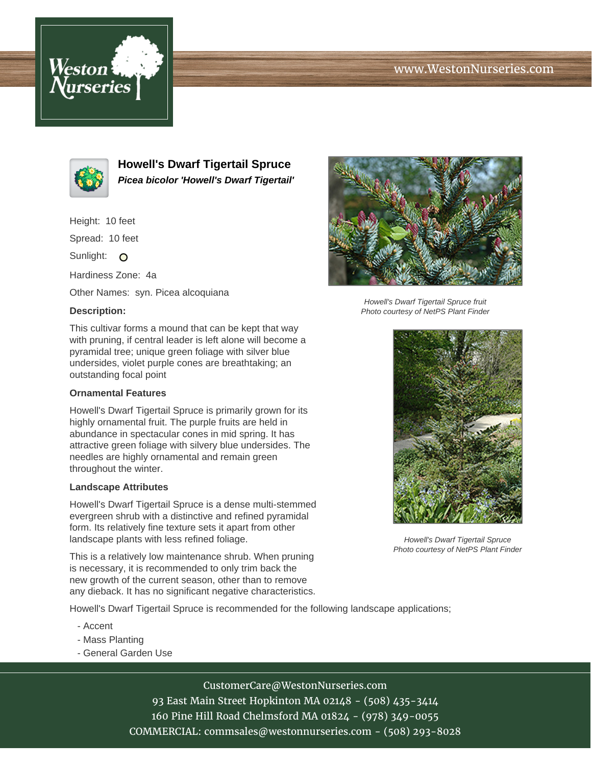Weston Nurseries

www.WestonNurseries.com

# Howell's Dwarf Tigertail Spruce

***Picea bicolor 'Howell's Dwarf Tigertail'***

Height: 10 feet

Spread: 10 feet

Sunlight: O

Hardiness Zone: 4a

Other Names: syn. Picea alcoquiana

**Description:**

This cultivar forms a mound that can be kept that way with pruning, if central leader is left alone will become a pyramidal tree; unique green foliage with silver blue undersides, violet purple cones are breathtaking; an outstanding focal point

*Howell's Dwarf Tigertail Spruce fruit*
*Photo courtesy of NetPS Plant Finder*

**Ornamental Features**

Howell's Dwarf Tigertail Spruce is primarily grown for its highly ornamental fruit. The purple fruits are held in abundance in spectacular cones in mid spring. It has attractive green foliage with silvery blue undersides. The needles are highly ornamental and remain green throughout the winter.

**Landscape Attributes**

Howell's Dwarf Tigertail Spruce is a dense multi-stemmed evergreen shrub with a distinctive and refined pyramidal form. Its relatively fine texture sets it apart from other landscape plants with less refined foliage.

This is a relatively low maintenance shrub. When pruning is necessary, it is recommended to only trim back the new growth of the current season, other than to remove any dieback. It has no significant negative characteristics.

*Howell's Dwarf Tigertail Spruce*
*Photo courtesy of NetPS Plant Finder*

Howell's Dwarf Tigertail Spruce is recommended for the following landscape applications;

- Accent
- Mass Planting
- General Garden Use

CustomerCare@WestonNurseries.com
93 East Main Street Hopkinton MA 02148 - (508) 435-3414
160 Pine Hill Road Chelmsford MA 01824 - (978) 349-0055
COMMERCIAL: commsales@westonnurseries.com - (508) 293-8028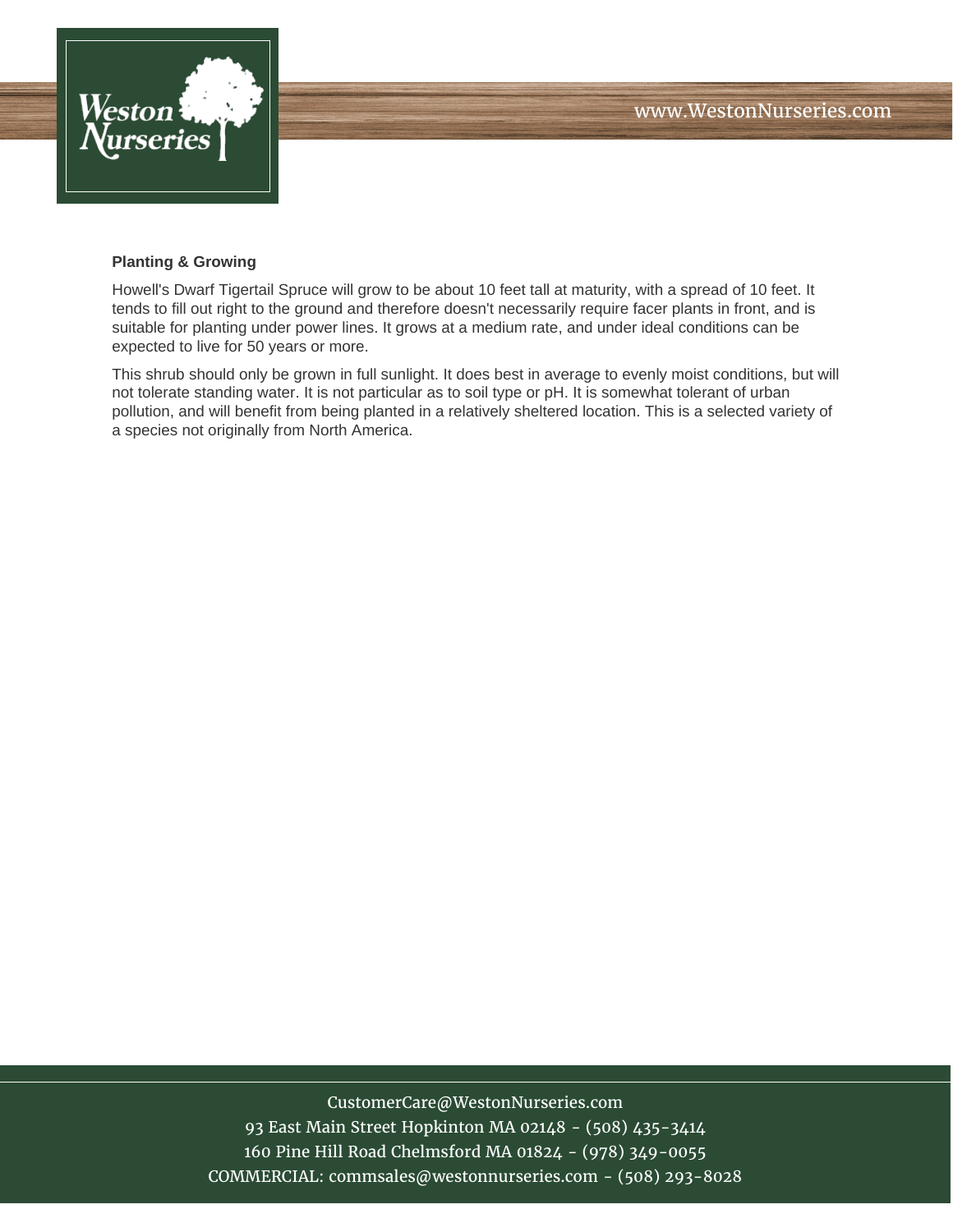**Planting & Growing**

Howell's Dwarf Tigertail Spruce will grow to be about 10 feet tall at maturity, with a spread of 10 feet. It tends to fill out right to the ground and therefore doesn't necessarily require facer plants in front, and is suitable for planting under power lines. It grows at a medium rate, and under ideal conditions can be expected to live for 50 years or more.

This shrub should only be grown in full sunlight. It does best in average to evenly moist conditions, but will not tolerate standing water. It is not particular as to soil type or pH. It is somewhat tolerant of urban pollution, and will benefit from being planted in a relatively sheltered location. This is a selected variety of a species not originally from North America.